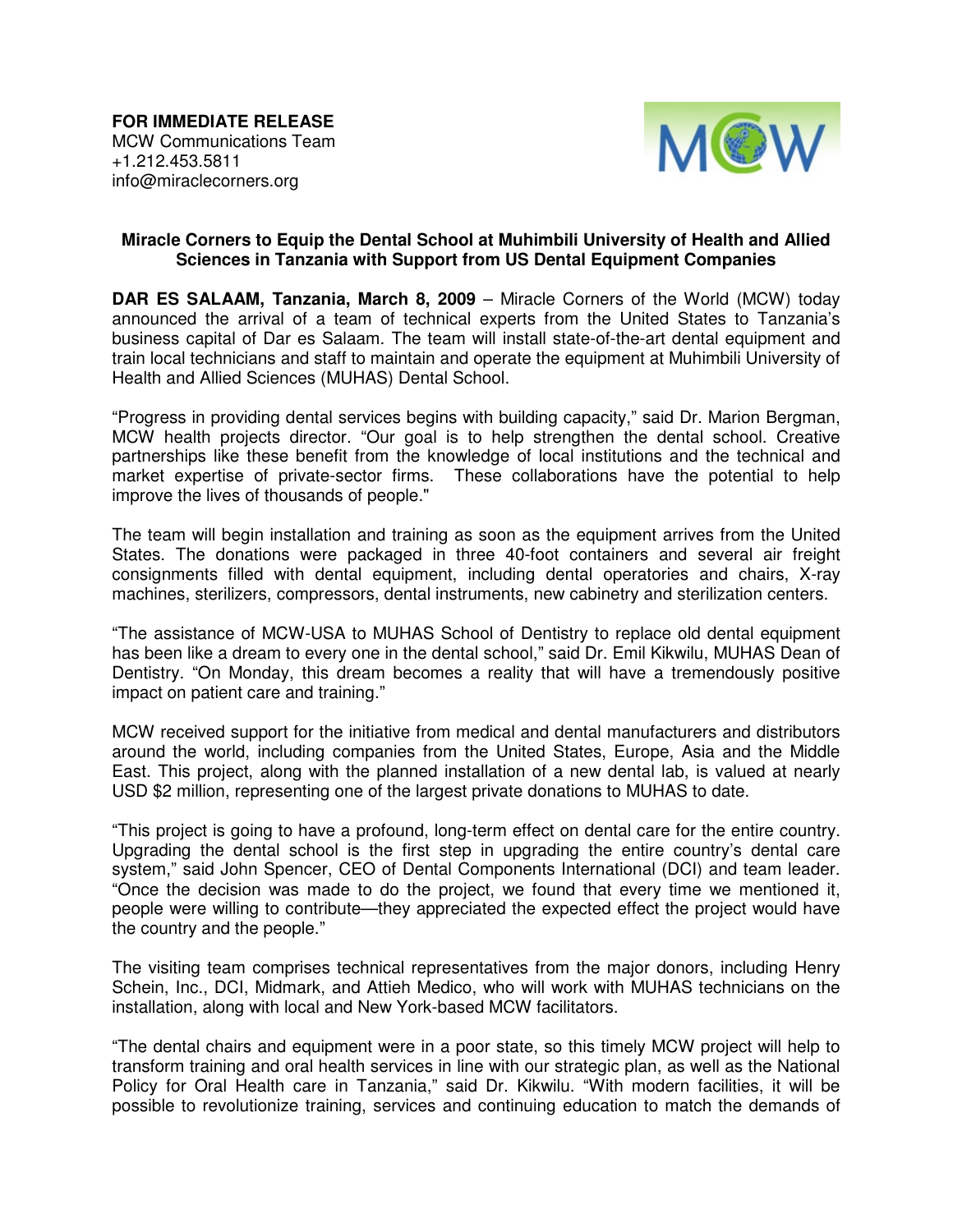**FOR IMMEDIATE RELEASE**
MCW Communications Team
+1.212.453.5811
info@miraclecorners.org

**Miracle Corners to Equip the Dental School at Muhimbili University of Health and Allied Sciences in Tanzania with Support from US Dental Equipment Companies**

**DAR ES SALAAM, Tanzania, March 8, 2009** – Miracle Corners of the World (MCW) today announced the arrival of a team of technical experts from the United States to Tanzania's business capital of Dar es Salaam. The team will install state-of-the-art dental equipment and train local technicians and staff to maintain and operate the equipment at Muhimbili University of Health and Allied Sciences (MUHAS) Dental School.

"Progress in providing dental services begins with building capacity," said Dr. Marion Bergman, MCW health projects director. "Our goal is to help strengthen the dental school. Creative partnerships like these benefit from the knowledge of local institutions and the technical and market expertise of private-sector firms. These collaborations have the potential to help improve the lives of thousands of people."

The team will begin installation and training as soon as the equipment arrives from the United States. The donations were packaged in three 40-foot containers and several air freight consignments filled with dental equipment, including dental operatories and chairs, X-ray machines, sterilizers, compressors, dental instruments, new cabinetry and sterilization centers.

"The assistance of MCW-USA to MUHAS School of Dentistry to replace old dental equipment has been like a dream to every one in the dental school," said Dr. Emil Kikwilu, MUHAS Dean of Dentistry. "On Monday, this dream becomes a reality that will have a tremendously positive impact on patient care and training."

MCW received support for the initiative from medical and dental manufacturers and distributors around the world, including companies from the United States, Europe, Asia and the Middle East. This project, along with the planned installation of a new dental lab, is valued at nearly USD $2 million, representing one of the largest private donations to MUHAS to date.

"This project is going to have a profound, long-term effect on dental care for the entire country. Upgrading the dental school is the first step in upgrading the entire country's dental care system," said John Spencer, CEO of Dental Components International (DCI) and team leader. "Once the decision was made to do the project, we found that every time we mentioned it, people were willing to contribute—they appreciated the expected effect the project would have the country and the people."

The visiting team comprises technical representatives from the major donors, including Henry Schein, Inc., DCI, Midmark, and Attieh Medico, who will work with MUHAS technicians on the installation, along with local and New York-based MCW facilitators.

"The dental chairs and equipment were in a poor state, so this timely MCW project will help to transform training and oral health services in line with our strategic plan, as well as the National Policy for Oral Health care in Tanzania," said Dr. Kikwilu. "With modern facilities, it will be possible to revolutionize training, services and continuing education to match the demands of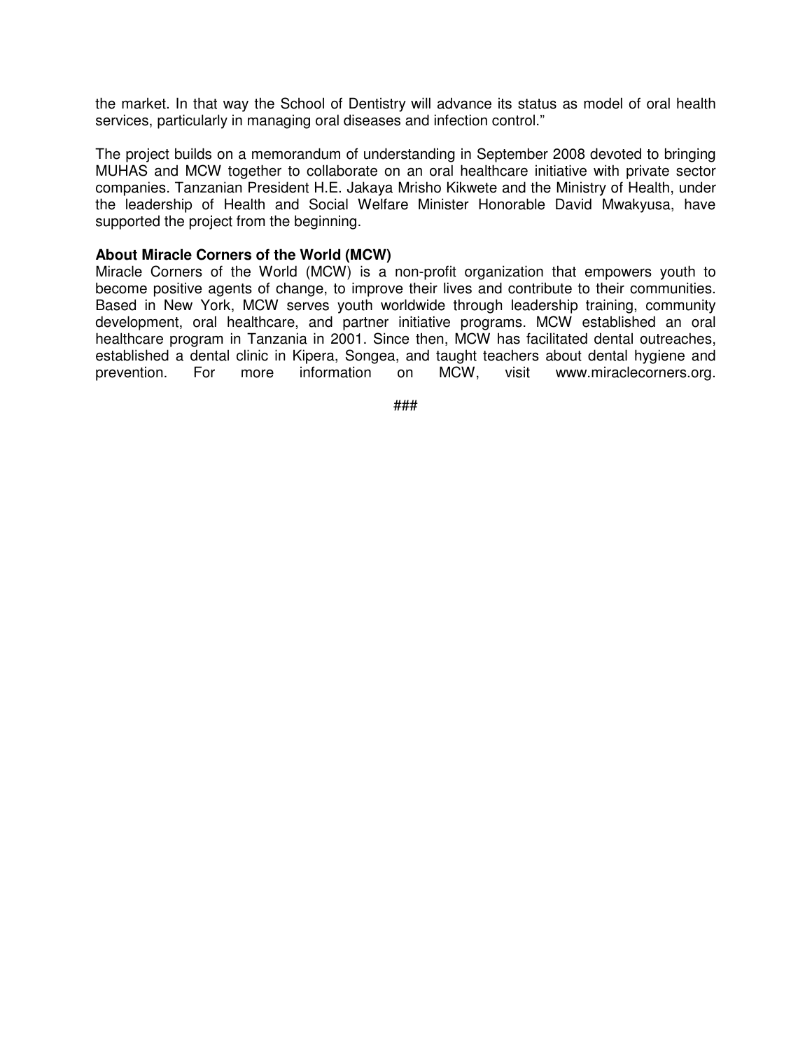the market. In that way the School of Dentistry will advance its status as model of oral health services, particularly in managing oral diseases and infection control."

The project builds on a memorandum of understanding in September 2008 devoted to bringing MUHAS and MCW together to collaborate on an oral healthcare initiative with private sector companies. Tanzanian President H.E. Jakaya Mrisho Kikwete and the Ministry of Health, under the leadership of Health and Social Welfare Minister Honorable David Mwakyusa, have supported the project from the beginning.

**About Miracle Corners of the World (MCW)**

Miracle Corners of the World (MCW) is a non-profit organization that empowers youth to become positive agents of change, to improve their lives and contribute to their communities. Based in New York, MCW serves youth worldwide through leadership training, community development, oral healthcare, and partner initiative programs. MCW established an oral healthcare program in Tanzania in 2001. Since then, MCW has facilitated dental outreaches, established a dental clinic in Kipera, Songea, and taught teachers about dental hygiene and prevention. For more information on MCW, visit www.miraclecorners.org.

###